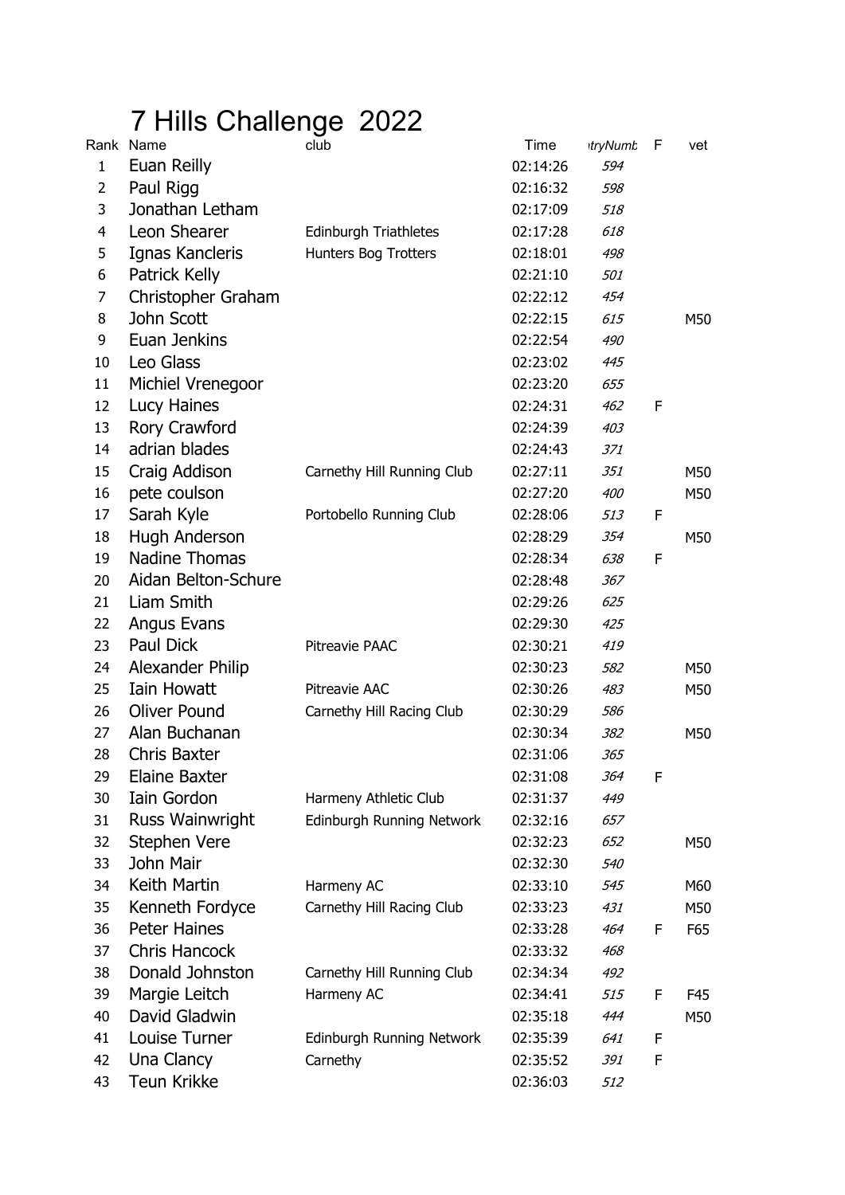# 7 Hills Challenge 2022

| Rank | Name | club | Time | ıtryNumb | F | vet |
|---|---|---|---|---|---|---|
| 1 | Euan Reilly | | 02:14:26 | *594* | | |
| 2 | Paul Rigg | | 02:16:32 | *598* | | |
| 3 | Jonathan Letham | | 02:17:09 | *518* | | |
| 4 | Leon Shearer | Edinburgh Triathletes | 02:17:28 | *618* | | |
| 5 | Ignas Kancleris | Hunters Bog Trotters | 02:18:01 | *498* | | |
| 6 | Patrick Kelly | | 02:21:10 | *501* | | |
| 7 | Christopher Graham | | 02:22:12 | *454* | | |
| 8 | John Scott | | 02:22:15 | *615* | | M50 |
| 9 | Euan Jenkins | | 02:22:54 | *490* | | |
| 10 | Leo Glass | | 02:23:02 | *445* | | |
| 11 | Michiel Vrenegoor | | 02:23:20 | *655* | | |
| 12 | Lucy Haines | | 02:24:31 | *462* | F | |
| 13 | Rory Crawford | | 02:24:39 | *403* | | |
| 14 | adrian blades | | 02:24:43 | *371* | | |
| 15 | Craig Addison | Carnethy Hill Running Club | 02:27:11 | *351* | | M50 |
| 16 | pete coulson | | 02:27:20 | *400* | | M50 |
| 17 | Sarah Kyle | Portobello Running Club | 02:28:06 | *513* | F | |
| 18 | Hugh Anderson | | 02:28:29 | *354* | | M50 |
| 19 | Nadine Thomas | | 02:28:34 | *638* | F | |
| 20 | Aidan Belton-Schure | | 02:28:48 | *367* | | |
| 21 | Liam Smith | | 02:29:26 | *625* | | |
| 22 | Angus Evans | | 02:29:30 | *425* | | |
| 23 | Paul Dick | Pitreavie PAAC | 02:30:21 | *419* | | |
| 24 | Alexander Philip | | 02:30:23 | *582* | | M50 |
| 25 | Iain Howatt | Pitreavie AAC | 02:30:26 | *483* | | M50 |
| 26 | Oliver Pound | Carnethy Hill Racing Club | 02:30:29 | *586* | | |
| 27 | Alan Buchanan | | 02:30:34 | *382* | | M50 |
| 28 | Chris Baxter | | 02:31:06 | *365* | | |
| 29 | Elaine Baxter | | 02:31:08 | *364* | F | |
| 30 | Iain Gordon | Harmeny Athletic Club | 02:31:37 | *449* | | |
| 31 | Russ Wainwright | Edinburgh Running Network | 02:32:16 | *657* | | |
| 32 | Stephen Vere | | 02:32:23 | *652* | | M50 |
| 33 | John Mair | | 02:32:30 | *540* | | |
| 34 | Keith Martin | Harmeny AC | 02:33:10 | *545* | | M60 |
| 35 | Kenneth Fordyce | Carnethy Hill Racing Club | 02:33:23 | *431* | | M50 |
| 36 | Peter Haines | | 02:33:28 | *464* | F | F65 |
| 37 | Chris Hancock | | 02:33:32 | *468* | | |
| 38 | Donald Johnston | Carnethy Hill Running Club | 02:34:34 | *492* | | |
| 39 | Margie Leitch | Harmeny AC | 02:34:41 | *515* | F | F45 |
| 40 | David Gladwin | | 02:35:18 | *444* | | M50 |
| 41 | Louise Turner | Edinburgh Running Network | 02:35:39 | *641* | F | |
| 42 | Una Clancy | Carnethy | 02:35:52 | *391* | F | |
| 43 | Teun Krikke | | 02:36:03 | *512* | | |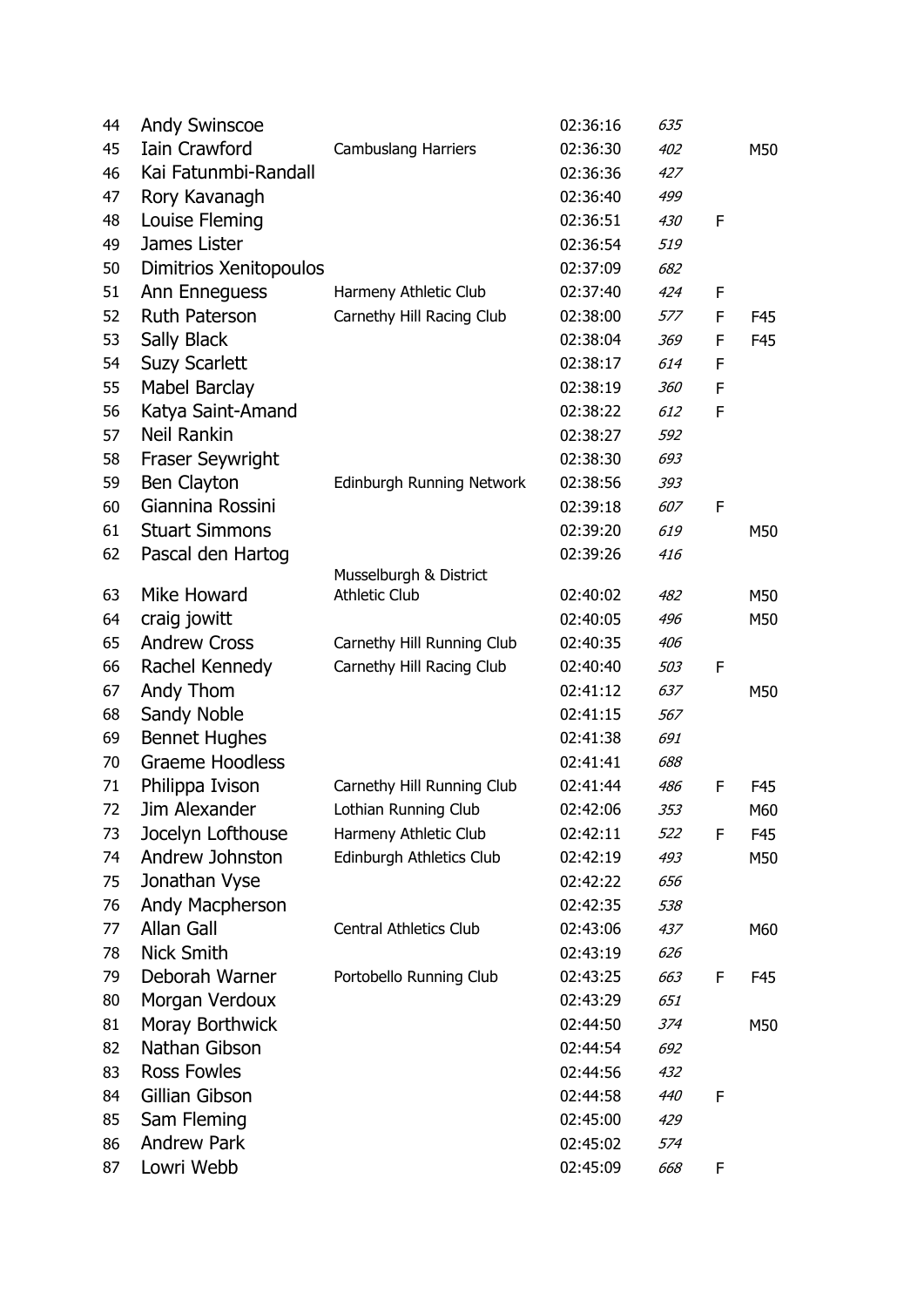| | | | | | | |
|---|---|---|---|---|---|---|
| 44 | Andy Swinscoe | | 02:36:16 | *635* | | |
| 45 | Iain Crawford | Cambuslang Harriers | 02:36:30 | *402* | | M50 |
| 46 | Kai Fatunmbi-Randall | | 02:36:36 | *427* | | |
| 47 | Rory Kavanagh | | 02:36:40 | *499* | | |
| 48 | Louise Fleming | | 02:36:51 | *430* | F | |
| 49 | James Lister | | 02:36:54 | *519* | | |
| 50 | Dimitrios Xenitopoulos | | 02:37:09 | *682* | | |
| 51 | Ann Enneguess | Harmeny Athletic Club | 02:37:40 | *424* | F | |
| 52 | Ruth Paterson | Carnethy Hill Racing Club | 02:38:00 | *577* | F | F45 |
| 53 | Sally Black | | 02:38:04 | *369* | F | F45 |
| 54 | Suzy Scarlett | | 02:38:17 | *614* | F | |
| 55 | Mabel Barclay | | 02:38:19 | *360* | F | |
| 56 | Katya Saint-Amand | | 02:38:22 | *612* | F | |
| 57 | Neil Rankin | | 02:38:27 | *592* | | |
| 58 | Fraser Seywright | | 02:38:30 | *693* | | |
| 59 | Ben Clayton | Edinburgh Running Network | 02:38:56 | *393* | | |
| 60 | Giannina Rossini | | 02:39:18 | *607* | F | |
| 61 | Stuart Simmons | | 02:39:20 | *619* | | M50 |
| 62 | Pascal den Hartog | | 02:39:26 | *416* | | |
| 63 | Mike Howard | Musselburgh & District Athletic Club | 02:40:02 | *482* | | M50 |
| 64 | craig jowitt | | 02:40:05 | *496* | | M50 |
| 65 | Andrew Cross | Carnethy Hill Running Club | 02:40:35 | *406* | | |
| 66 | Rachel Kennedy | Carnethy Hill Racing Club | 02:40:40 | *503* | F | |
| 67 | Andy Thom | | 02:41:12 | *637* | | M50 |
| 68 | Sandy Noble | | 02:41:15 | *567* | | |
| 69 | Bennet Hughes | | 02:41:38 | *691* | | |
| 70 | Graeme Hoodless | | 02:41:41 | *688* | | |
| 71 | Philippa Ivison | Carnethy Hill Running Club | 02:41:44 | *486* | F | F45 |
| 72 | Jim Alexander | Lothian Running Club | 02:42:06 | *353* | | M60 |
| 73 | Jocelyn Lofthouse | Harmeny Athletic Club | 02:42:11 | *522* | F | F45 |
| 74 | Andrew Johnston | Edinburgh Athletics Club | 02:42:19 | *493* | | M50 |
| 75 | Jonathan Vyse | | 02:42:22 | *656* | | |
| 76 | Andy Macpherson | | 02:42:35 | *538* | | |
| 77 | Allan Gall | Central Athletics Club | 02:43:06 | *437* | | M60 |
| 78 | Nick Smith | | 02:43:19 | *626* | | |
| 79 | Deborah Warner | Portobello Running Club | 02:43:25 | *663* | F | F45 |
| 80 | Morgan Verdoux | | 02:43:29 | *651* | | |
| 81 | Moray Borthwick | | 02:44:50 | *374* | | M50 |
| 82 | Nathan Gibson | | 02:44:54 | *692* | | |
| 83 | Ross Fowles | | 02:44:56 | *432* | | |
| 84 | Gillian Gibson | | 02:44:58 | *440* | F | |
| 85 | Sam Fleming | | 02:45:00 | *429* | | |
| 86 | Andrew Park | | 02:45:02 | *574* | | |
| 87 | Lowri Webb | | 02:45:09 | *668* | F | |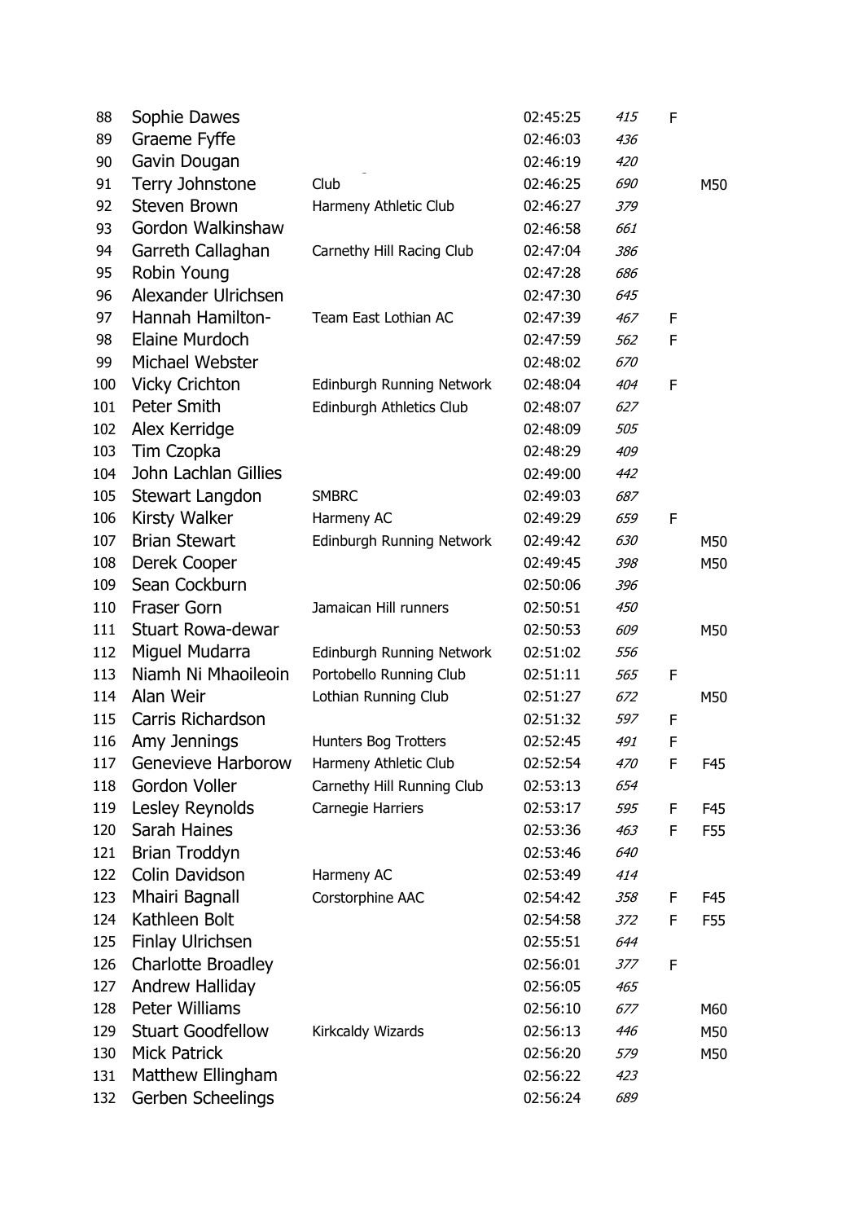| | | | | | | |
|---|---|---|---|---|---|---|
| 88 | Sophie Dawes | | 02:45:25 | *415* | F | |
| 89 | Graeme Fyffe | | 02:46:03 | *436* | | |
| 90 | Gavin Dougan | | 02:46:19 | *420* | | |
| 91 | Terry Johnstone | Club | 02:46:25 | *690* | | M50 |
| 92 | Steven Brown | Harmeny Athletic Club | 02:46:27 | *379* | | |
| 93 | Gordon Walkinshaw | | 02:46:58 | *661* | | |
| 94 | Garreth Callaghan | Carnethy Hill Racing Club | 02:47:04 | *386* | | |
| 95 | Robin Young | | 02:47:28 | *686* | | |
| 96 | Alexander Ulrichsen | | 02:47:30 | *645* | | |
| 97 | Hannah Hamilton- | Team East Lothian AC | 02:47:39 | *467* | F | |
| 98 | Elaine Murdoch | | 02:47:59 | *562* | F | |
| 99 | Michael Webster | | 02:48:02 | *670* | | |
| 100 | Vicky Crichton | Edinburgh Running Network | 02:48:04 | *404* | F | |
| 101 | Peter Smith | Edinburgh Athletics Club | 02:48:07 | *627* | | |
| 102 | Alex Kerridge | | 02:48:09 | *505* | | |
| 103 | Tim Czopka | | 02:48:29 | *409* | | |
| 104 | John Lachlan Gillies | | 02:49:00 | *442* | | |
| 105 | Stewart Langdon | SMBRC | 02:49:03 | *687* | | |
| 106 | Kirsty Walker | Harmeny AC | 02:49:29 | *659* | F | |
| 107 | Brian Stewart | Edinburgh Running Network | 02:49:42 | *630* | | M50 |
| 108 | Derek Cooper | | 02:49:45 | *398* | | M50 |
| 109 | Sean Cockburn | | 02:50:06 | *396* | | |
| 110 | Fraser Gorn | Jamaican Hill runners | 02:50:51 | *450* | | |
| 111 | Stuart Rowa-dewar | | 02:50:53 | *609* | | M50 |
| 112 | Miguel Mudarra | Edinburgh Running Network | 02:51:02 | *556* | | |
| 113 | Niamh Ni Mhaoileoin | Portobello Running Club | 02:51:11 | *565* | F | |
| 114 | Alan Weir | Lothian Running Club | 02:51:27 | *672* | | M50 |
| 115 | Carris Richardson | | 02:51:32 | *597* | F | |
| 116 | Amy Jennings | Hunters Bog Trotters | 02:52:45 | *491* | F | |
| 117 | Genevieve Harborow | Harmeny Athletic Club | 02:52:54 | *470* | F | F45 |
| 118 | Gordon Voller | Carnethy Hill Running Club | 02:53:13 | *654* | | |
| 119 | Lesley Reynolds | Carnegie Harriers | 02:53:17 | *595* | F | F45 |
| 120 | Sarah Haines | | 02:53:36 | *463* | F | F55 |
| 121 | Brian Troddyn | | 02:53:46 | *640* | | |
| 122 | Colin Davidson | Harmeny AC | 02:53:49 | *414* | | |
| 123 | Mhairi Bagnall | Corstorphine AAC | 02:54:42 | *358* | F | F45 |
| 124 | Kathleen Bolt | | 02:54:58 | *372* | F | F55 |
| 125 | Finlay Ulrichsen | | 02:55:51 | *644* | | |
| 126 | Charlotte Broadley | | 02:56:01 | *377* | F | |
| 127 | Andrew Halliday | | 02:56:05 | *465* | | |
| 128 | Peter Williams | | 02:56:10 | *677* | | M60 |
| 129 | Stuart Goodfellow | Kirkcaldy Wizards | 02:56:13 | *446* | | M50 |
| 130 | Mick Patrick | | 02:56:20 | *579* | | M50 |
| 131 | Matthew Ellingham | | 02:56:22 | *423* | | |
| 132 | Gerben Scheelings | | 02:56:24 | *689* | | |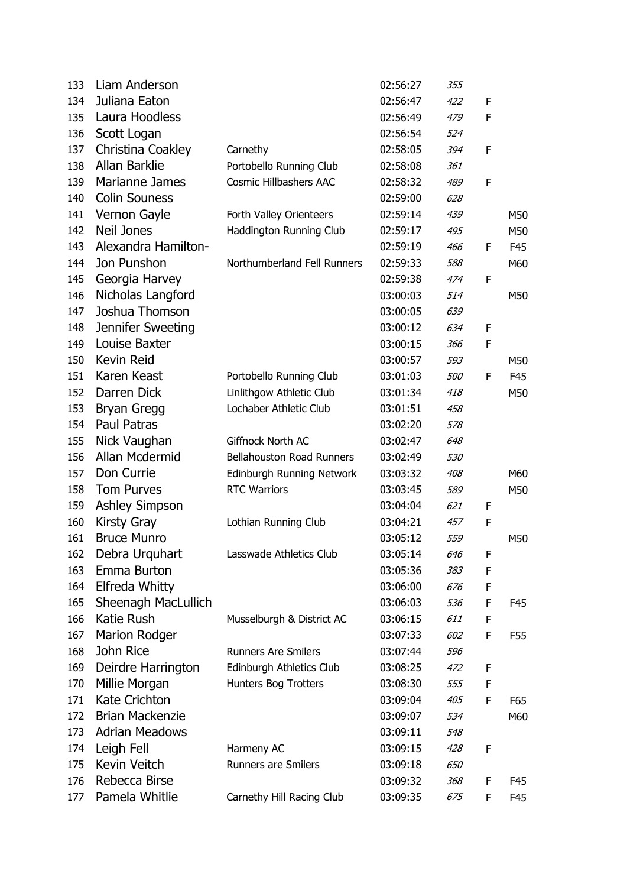| | | | | | | |
|---|---|---|---|---|---|---|
| 133 | Liam Anderson | | 02:56:27 | *355* | | |
| 134 | Juliana Eaton | | 02:56:47 | *422* | F | |
| 135 | Laura Hoodless | | 02:56:49 | *479* | F | |
| 136 | Scott Logan | | 02:56:54 | *524* | | |
| 137 | Christina Coakley | Carnethy | 02:58:05 | *394* | F | |
| 138 | Allan Barklie | Portobello Running Club | 02:58:08 | *361* | | |
| 139 | Marianne James | Cosmic Hillbashers AAC | 02:58:32 | *489* | F | |
| 140 | Colin Souness | | 02:59:00 | *628* | | |
| 141 | Vernon Gayle | Forth Valley Orienteers | 02:59:14 | *439* | | M50 |
| 142 | Neil Jones | Haddington Running Club | 02:59:17 | *495* | | M50 |
| 143 | Alexandra Hamilton- | | 02:59:19 | *466* | F | F45 |
| 144 | Jon Punshon | Northumberland Fell Runners | 02:59:33 | *588* | | M60 |
| 145 | Georgia Harvey | | 02:59:38 | *474* | F | |
| 146 | Nicholas Langford | | 03:00:03 | *514* | | M50 |
| 147 | Joshua Thomson | | 03:00:05 | *639* | | |
| 148 | Jennifer Sweeting | | 03:00:12 | *634* | F | |
| 149 | Louise Baxter | | 03:00:15 | *366* | F | |
| 150 | Kevin Reid | | 03:00:57 | *593* | | M50 |
| 151 | Karen Keast | Portobello Running Club | 03:01:03 | *500* | F | F45 |
| 152 | Darren Dick | Linlithgow Athletic Club | 03:01:34 | *418* | | M50 |
| 153 | Bryan Gregg | Lochaber Athletic Club | 03:01:51 | *458* | | |
| 154 | Paul Patras | | 03:02:20 | *578* | | |
| 155 | Nick Vaughan | Giffnock North AC | 03:02:47 | *648* | | |
| 156 | Allan Mcdermid | Bellahouston Road Runners | 03:02:49 | *530* | | |
| 157 | Don Currie | Edinburgh Running Network | 03:03:32 | *408* | | M60 |
| 158 | Tom Purves | RTC Warriors | 03:03:45 | *589* | | M50 |
| 159 | Ashley Simpson | | 03:04:04 | *621* | F | |
| 160 | Kirsty Gray | Lothian Running Club | 03:04:21 | *457* | F | |
| 161 | Bruce Munro | | 03:05:12 | *559* | | M50 |
| 162 | Debra Urquhart | Lasswade Athletics Club | 03:05:14 | *646* | F | |
| 163 | Emma Burton | | 03:05:36 | *383* | F | |
| 164 | Elfreda Whitty | | 03:06:00 | *676* | F | |
| 165 | Sheenagh MacLullich | | 03:06:03 | *536* | F | F45 |
| 166 | Katie Rush | Musselburgh & District AC | 03:06:15 | *611* | F | |
| 167 | Marion Rodger | | 03:07:33 | *602* | F | F55 |
| 168 | John Rice | Runners Are Smilers | 03:07:44 | *596* | | |
| 169 | Deirdre Harrington | Edinburgh Athletics Club | 03:08:25 | *472* | F | |
| 170 | Millie Morgan | Hunters Bog Trotters | 03:08:30 | *555* | F | |
| 171 | Kate Crichton | | 03:09:04 | *405* | F | F65 |
| 172 | Brian Mackenzie | | 03:09:07 | *534* | | M60 |
| 173 | Adrian Meadows | | 03:09:11 | *548* | | |
| 174 | Leigh Fell | Harmeny AC | 03:09:15 | *428* | F | |
| 175 | Kevin Veitch | Runners are Smilers | 03:09:18 | *650* | | |
| 176 | Rebecca Birse | | 03:09:32 | *368* | F | F45 |
| 177 | Pamela Whitlie | Carnethy Hill Racing Club | 03:09:35 | *675* | F | F45 |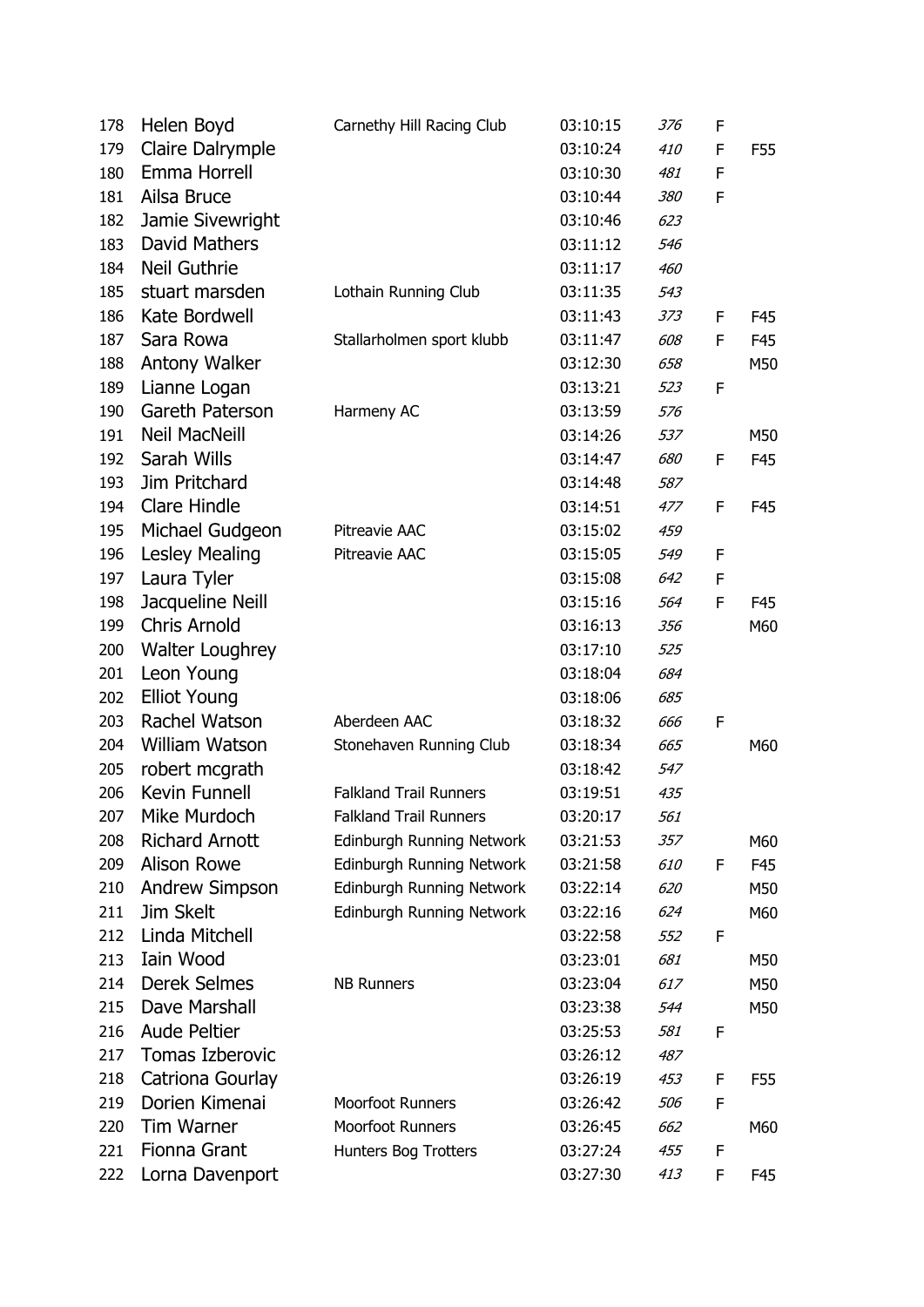| | | | | | | |
|---|---|---|---|---|---|---|
| 178 | Helen Boyd | Carnethy Hill Racing Club | 03:10:15 | *376* | F | |
| 179 | Claire Dalrymple | | 03:10:24 | *410* | F | F55 |
| 180 | Emma Horrell | | 03:10:30 | *481* | F | |
| 181 | Ailsa Bruce | | 03:10:44 | *380* | F | |
| 182 | Jamie Sivewright | | 03:10:46 | *623* | | |
| 183 | David Mathers | | 03:11:12 | *546* | | |
| 184 | Neil Guthrie | | 03:11:17 | *460* | | |
| 185 | stuart marsden | Lothain Running Club | 03:11:35 | *543* | | |
| 186 | Kate Bordwell | | 03:11:43 | *373* | F | F45 |
| 187 | Sara Rowa | Stallarholmen sport klubb | 03:11:47 | *608* | F | F45 |
| 188 | Antony Walker | | 03:12:30 | *658* | | M50 |
| 189 | Lianne Logan | | 03:13:21 | *523* | F | |
| 190 | Gareth Paterson | Harmeny AC | 03:13:59 | *576* | | |
| 191 | Neil MacNeill | | 03:14:26 | *537* | | M50 |
| 192 | Sarah Wills | | 03:14:47 | *680* | F | F45 |
| 193 | Jim Pritchard | | 03:14:48 | *587* | | |
| 194 | Clare Hindle | | 03:14:51 | *477* | F | F45 |
| 195 | Michael Gudgeon | Pitreavie AAC | 03:15:02 | *459* | | |
| 196 | Lesley Mealing | Pitreavie AAC | 03:15:05 | *549* | F | |
| 197 | Laura Tyler | | 03:15:08 | *642* | F | |
| 198 | Jacqueline Neill | | 03:15:16 | *564* | F | F45 |
| 199 | Chris Arnold | | 03:16:13 | *356* | | M60 |
| 200 | Walter Loughrey | | 03:17:10 | *525* | | |
| 201 | Leon Young | | 03:18:04 | *684* | | |
| 202 | Elliot Young | | 03:18:06 | *685* | | |
| 203 | Rachel Watson | Aberdeen AAC | 03:18:32 | *666* | F | |
| 204 | William Watson | Stonehaven Running Club | 03:18:34 | *665* | | M60 |
| 205 | robert mcgrath | | 03:18:42 | *547* | | |
| 206 | Kevin Funnell | Falkland Trail Runners | 03:19:51 | *435* | | |
| 207 | Mike Murdoch | Falkland Trail Runners | 03:20:17 | *561* | | |
| 208 | Richard Arnott | Edinburgh Running Network | 03:21:53 | *357* | | M60 |
| 209 | Alison Rowe | Edinburgh Running Network | 03:21:58 | *610* | F | F45 |
| 210 | Andrew Simpson | Edinburgh Running Network | 03:22:14 | *620* | | M50 |
| 211 | Jim Skelt | Edinburgh Running Network | 03:22:16 | *624* | | M60 |
| 212 | Linda Mitchell | | 03:22:58 | *552* | F | |
| 213 | Iain Wood | | 03:23:01 | *681* | | M50 |
| 214 | Derek Selmes | NB Runners | 03:23:04 | *617* | | M50 |
| 215 | Dave Marshall | | 03:23:38 | *544* | | M50 |
| 216 | Aude Peltier | | 03:25:53 | *581* | F | |
| 217 | Tomas Izberovic | | 03:26:12 | *487* | | |
| 218 | Catriona Gourlay | | 03:26:19 | *453* | F | F55 |
| 219 | Dorien Kimenai | Moorfoot Runners | 03:26:42 | *506* | F | |
| 220 | Tim Warner | Moorfoot Runners | 03:26:45 | *662* | | M60 |
| 221 | Fionna Grant | Hunters Bog Trotters | 03:27:24 | *455* | F | |
| 222 | Lorna Davenport | | 03:27:30 | *413* | F | F45 |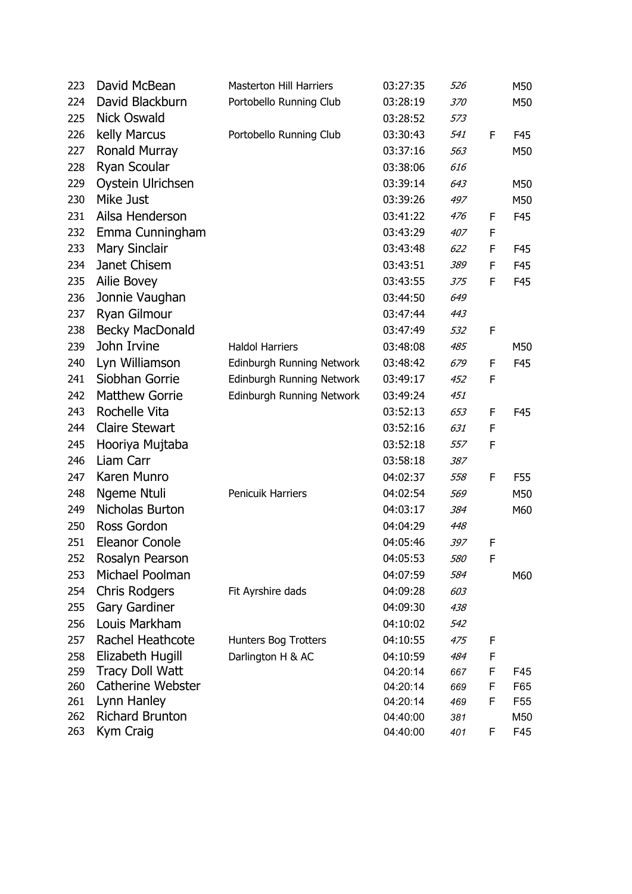| | | | | | | |
|---|---|---|---|---|---|---|
| 223 | David McBean | Masterton Hill Harriers | 03:27:35 | 526 | | M50 |
| 224 | David Blackburn | Portobello Running Club | 03:28:19 | 370 | | M50 |
| 225 | Nick Oswald | | 03:28:52 | 573 | | |
| 226 | kelly Marcus | Portobello Running Club | 03:30:43 | 541 | F | F45 |
| 227 | Ronald Murray | | 03:37:16 | 563 | | M50 |
| 228 | Ryan Scoular | | 03:38:06 | 616 | | |
| 229 | Oystein Ulrichsen | | 03:39:14 | 643 | | M50 |
| 230 | Mike Just | | 03:39:26 | 497 | | M50 |
| 231 | Ailsa Henderson | | 03:41:22 | 476 | F | F45 |
| 232 | Emma Cunningham | | 03:43:29 | 407 | F | |
| 233 | Mary Sinclair | | 03:43:48 | 622 | F | F45 |
| 234 | Janet Chisem | | 03:43:51 | 389 | F | F45 |
| 235 | Ailie Bovey | | 03:43:55 | 375 | F | F45 |
| 236 | Jonnie Vaughan | | 03:44:50 | 649 | | |
| 237 | Ryan Gilmour | | 03:47:44 | 443 | | |
| 238 | Becky MacDonald | | 03:47:49 | 532 | F | |
| 239 | John Irvine | Haldol Harriers | 03:48:08 | 485 | | M50 |
| 240 | Lyn Williamson | Edinburgh Running Network | 03:48:42 | 679 | F | F45 |
| 241 | Siobhan Gorrie | Edinburgh Running Network | 03:49:17 | 452 | F | |
| 242 | Matthew Gorrie | Edinburgh Running Network | 03:49:24 | 451 | | |
| 243 | Rochelle Vita | | 03:52:13 | 653 | F | F45 |
| 244 | Claire Stewart | | 03:52:16 | 631 | F | |
| 245 | Hooriya Mujtaba | | 03:52:18 | 557 | F | |
| 246 | Liam Carr | | 03:58:18 | 387 | | |
| 247 | Karen Munro | | 04:02:37 | 558 | F | F55 |
| 248 | Ngeme Ntuli | Penicuik Harriers | 04:02:54 | 569 | | M50 |
| 249 | Nicholas Burton | | 04:03:17 | 384 | | M60 |
| 250 | Ross Gordon | | 04:04:29 | 448 | | |
| 251 | Eleanor Conole | | 04:05:46 | 397 | F | |
| 252 | Rosalyn Pearson | | 04:05:53 | 580 | F | |
| 253 | Michael Poolman | | 04:07:59 | 584 | | M60 |
| 254 | Chris Rodgers | Fit Ayrshire dads | 04:09:28 | 603 | | |
| 255 | Gary Gardiner | | 04:09:30 | 438 | | |
| 256 | Louis Markham | | 04:10:02 | 542 | | |
| 257 | Rachel Heathcote | Hunters Bog Trotters | 04:10:55 | 475 | F | |
| 258 | Elizabeth Hugill | Darlington H & AC | 04:10:59 | 484 | F | |
| 259 | Tracy Doll Watt | | 04:20:14 | 667 | F | F45 |
| 260 | Catherine Webster | | 04:20:14 | 669 | F | F65 |
| 261 | Lynn Hanley | | 04:20:14 | 469 | F | F55 |
| 262 | Richard Brunton | | 04:40:00 | 381 | | M50 |
| 263 | Kym Craig | | 04:40:00 | 401 | F | F45 |